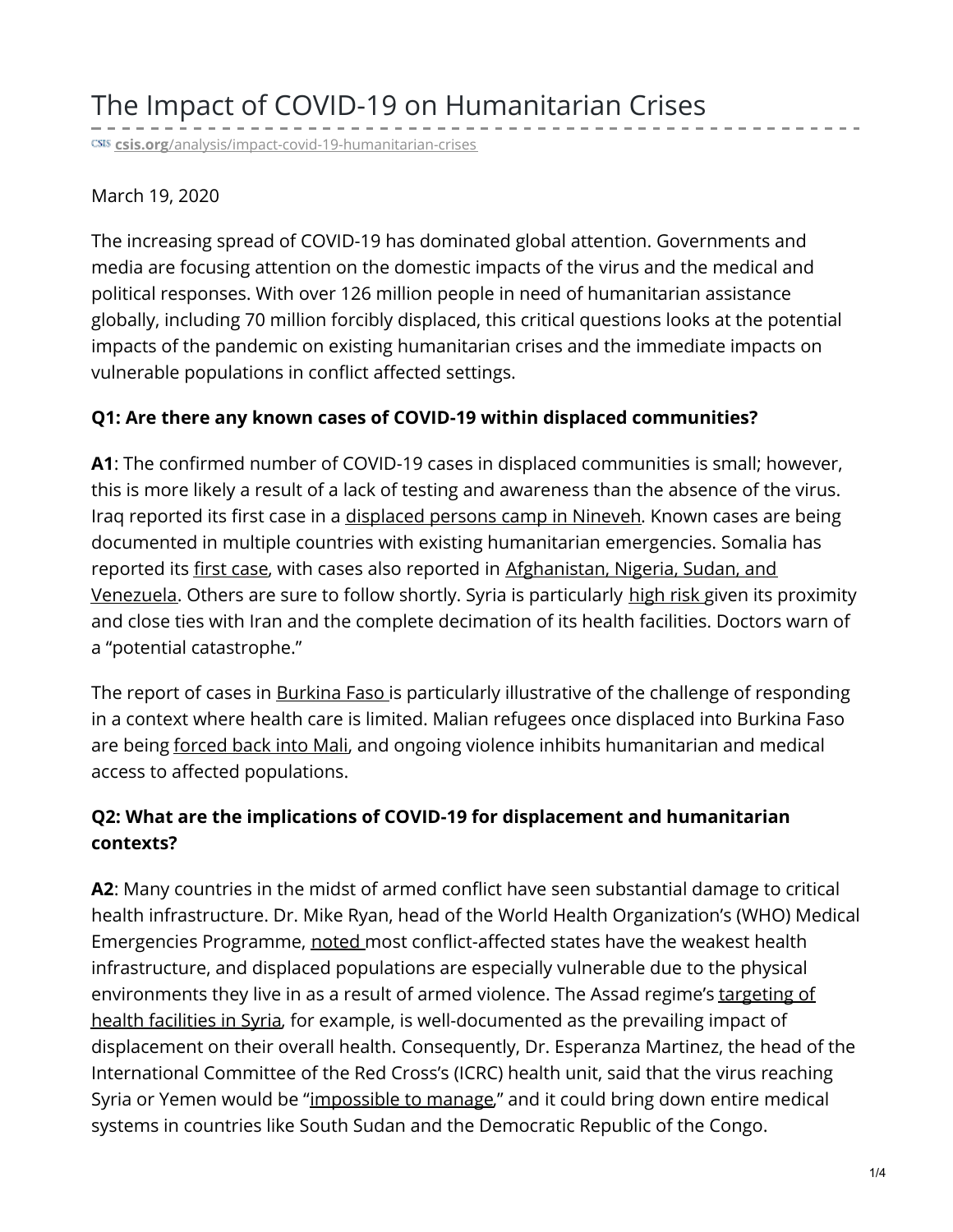# The Impact of COVID-19 on Humanitarian Crises

csis.org/analysis/impact-covid-19-humanitarian-crises

March 19, 2020

The increasing spread of COVID-19 has dominated global attention. Governments and media are focusing attention on the domestic impacts of the virus and the medical and political responses. With over 126 million people in need of humanitarian assistance globally, including 70 million forcibly displaced, this critical questions looks at the potential impacts of the pandemic on existing humanitarian crises and the immediate impacts on vulnerable populations in conflict affected settings.

**Q1: Are there any known cases of COVID-19 within displaced communities?**

**A1**: The confirmed number of COVID-19 cases in displaced communities is small; however, this is more likely a result of a lack of testing and awareness than the absence of the virus. Iraq reported its first case in a displaced persons camp in Nineveh. Known cases are being documented in multiple countries with existing humanitarian emergencies. Somalia has reported its first case, with cases also reported in Afghanistan, Nigeria, Sudan, and Venezuela. Others are sure to follow shortly. Syria is particularly high risk given its proximity and close ties with Iran and the complete decimation of its health facilities. Doctors warn of a "potential catastrophe."

The report of cases in Burkina Faso is particularly illustrative of the challenge of responding in a context where health care is limited. Malian refugees once displaced into Burkina Faso are being forced back into Mali, and ongoing violence inhibits humanitarian and medical access to affected populations.

**Q2: What are the implications of COVID-19 for displacement and humanitarian contexts?**

**A2**: Many countries in the midst of armed conflict have seen substantial damage to critical health infrastructure. Dr. Mike Ryan, head of the World Health Organization's (WHO) Medical Emergencies Programme, noted most conflict-affected states have the weakest health infrastructure, and displaced populations are especially vulnerable due to the physical environments they live in as a result of armed violence. The Assad regime's targeting of health facilities in Syria, for example, is well-documented as the prevailing impact of displacement on their overall health. Consequently, Dr. Esperanza Martinez, the head of the International Committee of the Red Cross's (ICRC) health unit, said that the virus reaching Syria or Yemen would be "impossible to manage," and it could bring down entire medical systems in countries like South Sudan and the Democratic Republic of the Congo.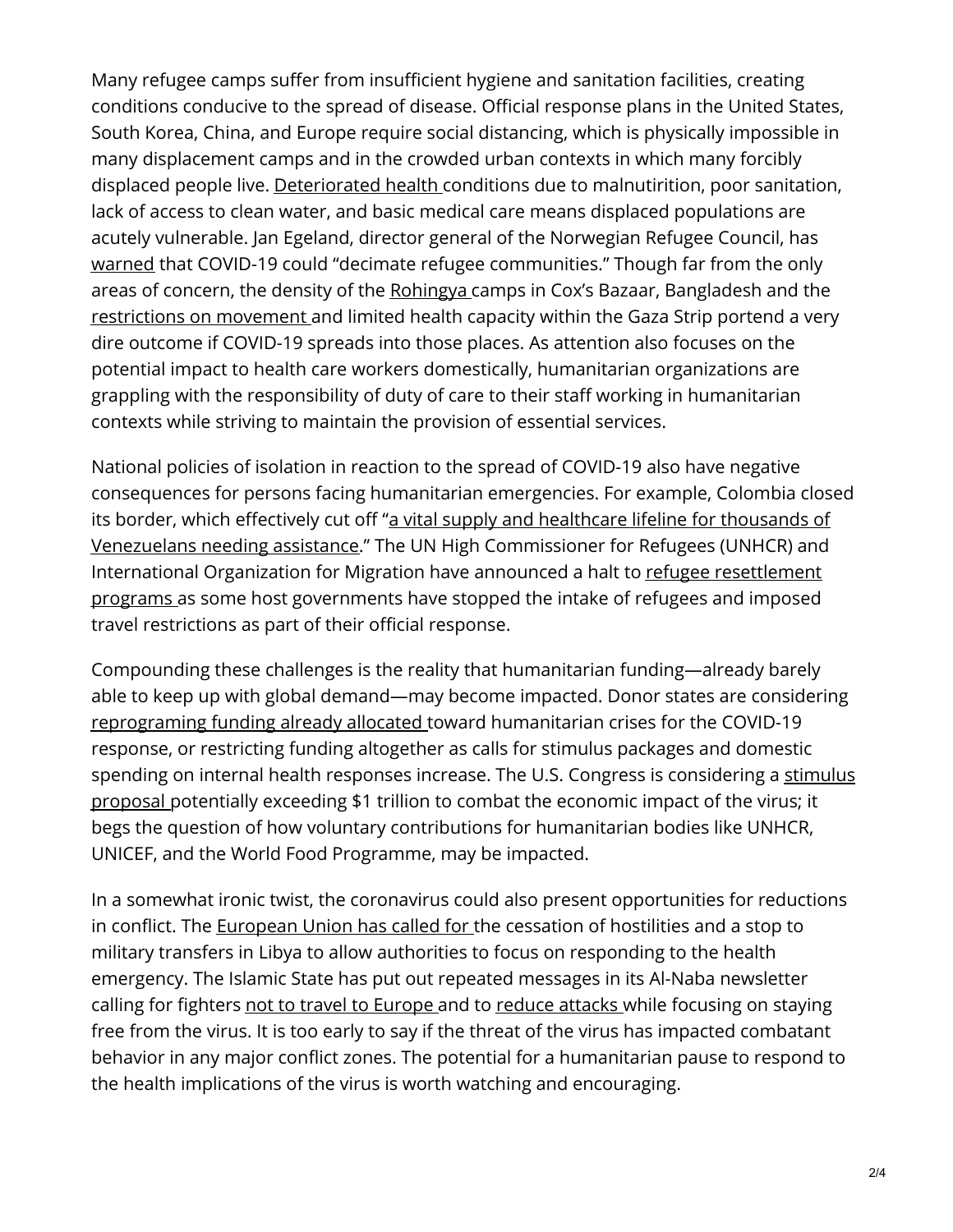Many refugee camps suffer from insufficient hygiene and sanitation facilities, creating conditions conducive to the spread of disease. Official response plans in the United States, South Korea, China, and Europe require social distancing, which is physically impossible in many displacement camps and in the crowded urban contexts in which many forcibly displaced people live. Deteriorated health conditions due to malnutirition, poor sanitation, lack of access to clean water, and basic medical care means displaced populations are acutely vulnerable. Jan Egeland, director general of the Norwegian Refugee Council, has warned that COVID-19 could "decimate refugee communities." Though far from the only areas of concern, the density of the Rohingya camps in Cox's Bazaar, Bangladesh and the restrictions on movement and limited health capacity within the Gaza Strip portend a very dire outcome if COVID-19 spreads into those places. As attention also focuses on the potential impact to health care workers domestically, humanitarian organizations are grappling with the responsibility of duty of care to their staff working in humanitarian contexts while striving to maintain the provision of essential services.

National policies of isolation in reaction to the spread of COVID-19 also have negative consequences for persons facing humanitarian emergencies. For example, Colombia closed its border, which effectively cut off "a vital supply and healthcare lifeline for thousands of Venezuelans needing assistance." The UN High Commissioner for Refugees (UNHCR) and International Organization for Migration have announced a halt to refugee resettlement programs as some host governments have stopped the intake of refugees and imposed travel restrictions as part of their official response.

Compounding these challenges is the reality that humanitarian funding—already barely able to keep up with global demand—may become impacted. Donor states are considering reprograming funding already allocated toward humanitarian crises for the COVID-19 response, or restricting funding altogether as calls for stimulus packages and domestic spending on internal health responses increase. The U.S. Congress is considering a stimulus proposal potentially exceeding $1 trillion to combat the economic impact of the virus; it begs the question of how voluntary contributions for humanitarian bodies like UNHCR, UNICEF, and the World Food Programme, may be impacted.

In a somewhat ironic twist, the coronavirus could also present opportunities for reductions in conflict. The European Union has called for the cessation of hostilities and a stop to military transfers in Libya to allow authorities to focus on responding to the health emergency. The Islamic State has put out repeated messages in its Al-Naba newsletter calling for fighters not to travel to Europe and to reduce attacks while focusing on staying free from the virus. It is too early to say if the threat of the virus has impacted combatant behavior in any major conflict zones. The potential for a humanitarian pause to respond to the health implications of the virus is worth watching and encouraging.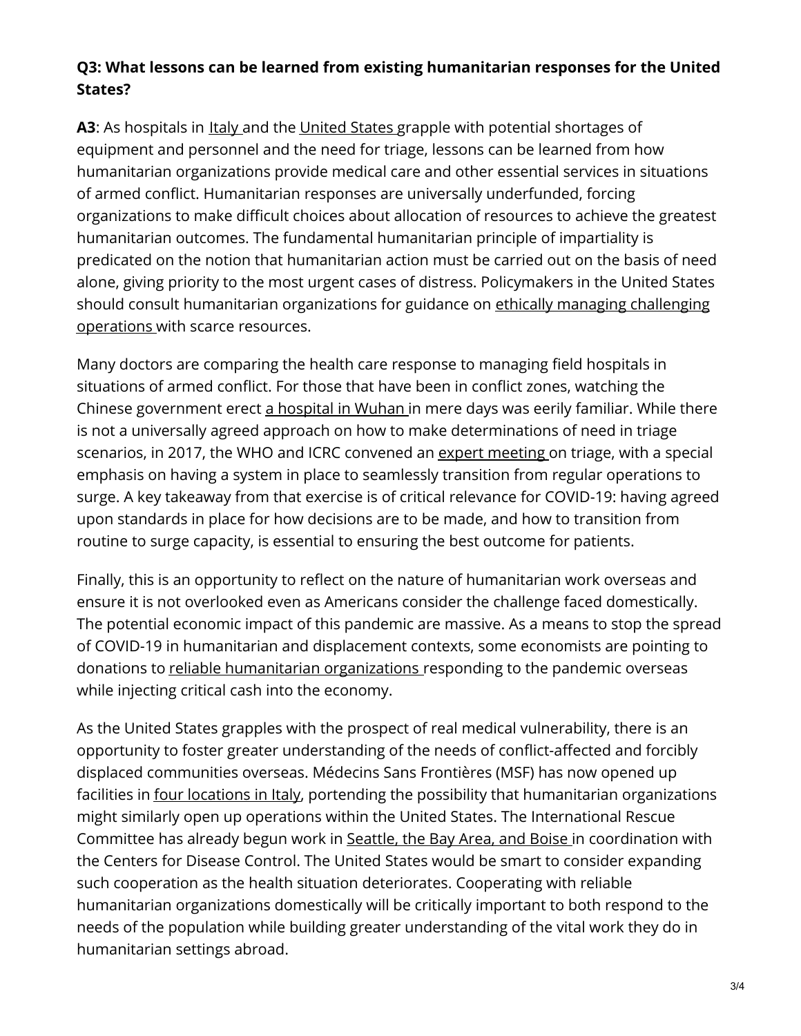**Q3: What lessons can be learned from existing humanitarian responses for the United States?**

**A3**: As hospitals in Italy and the United States grapple with potential shortages of equipment and personnel and the need for triage, lessons can be learned from how humanitarian organizations provide medical care and other essential services in situations of armed conflict. Humanitarian responses are universally underfunded, forcing organizations to make difficult choices about allocation of resources to achieve the greatest humanitarian outcomes. The fundamental humanitarian principle of impartiality is predicated on the notion that humanitarian action must be carried out on the basis of need alone, giving priority to the most urgent cases of distress. Policymakers in the United States should consult humanitarian organizations for guidance on ethically managing challenging operations with scarce resources.

Many doctors are comparing the health care response to managing field hospitals in situations of armed conflict. For those that have been in conflict zones, watching the Chinese government erect a hospital in Wuhan in mere days was eerily familiar. While there is not a universally agreed approach on how to make determinations of need in triage scenarios, in 2017, the WHO and ICRC convened an expert meeting on triage, with a special emphasis on having a system in place to seamlessly transition from regular operations to surge. A key takeaway from that exercise is of critical relevance for COVID-19: having agreed upon standards in place for how decisions are to be made, and how to transition from routine to surge capacity, is essential to ensuring the best outcome for patients.

Finally, this is an opportunity to reflect on the nature of humanitarian work overseas and ensure it is not overlooked even as Americans consider the challenge faced domestically. The potential economic impact of this pandemic are massive. As a means to stop the spread of COVID-19 in humanitarian and displacement contexts, some economists are pointing to donations to reliable humanitarian organizations responding to the pandemic overseas while injecting critical cash into the economy.

As the United States grapples with the prospect of real medical vulnerability, there is an opportunity to foster greater understanding of the needs of conflict-affected and forcibly displaced communities overseas. Médecins Sans Frontières (MSF) has now opened up facilities in four locations in Italy, portending the possibility that humanitarian organizations might similarly open up operations within the United States. The International Rescue Committee has already begun work in Seattle, the Bay Area, and Boise in coordination with the Centers for Disease Control. The United States would be smart to consider expanding such cooperation as the health situation deteriorates. Cooperating with reliable humanitarian organizations domestically will be critically important to both respond to the needs of the population while building greater understanding of the vital work they do in humanitarian settings abroad.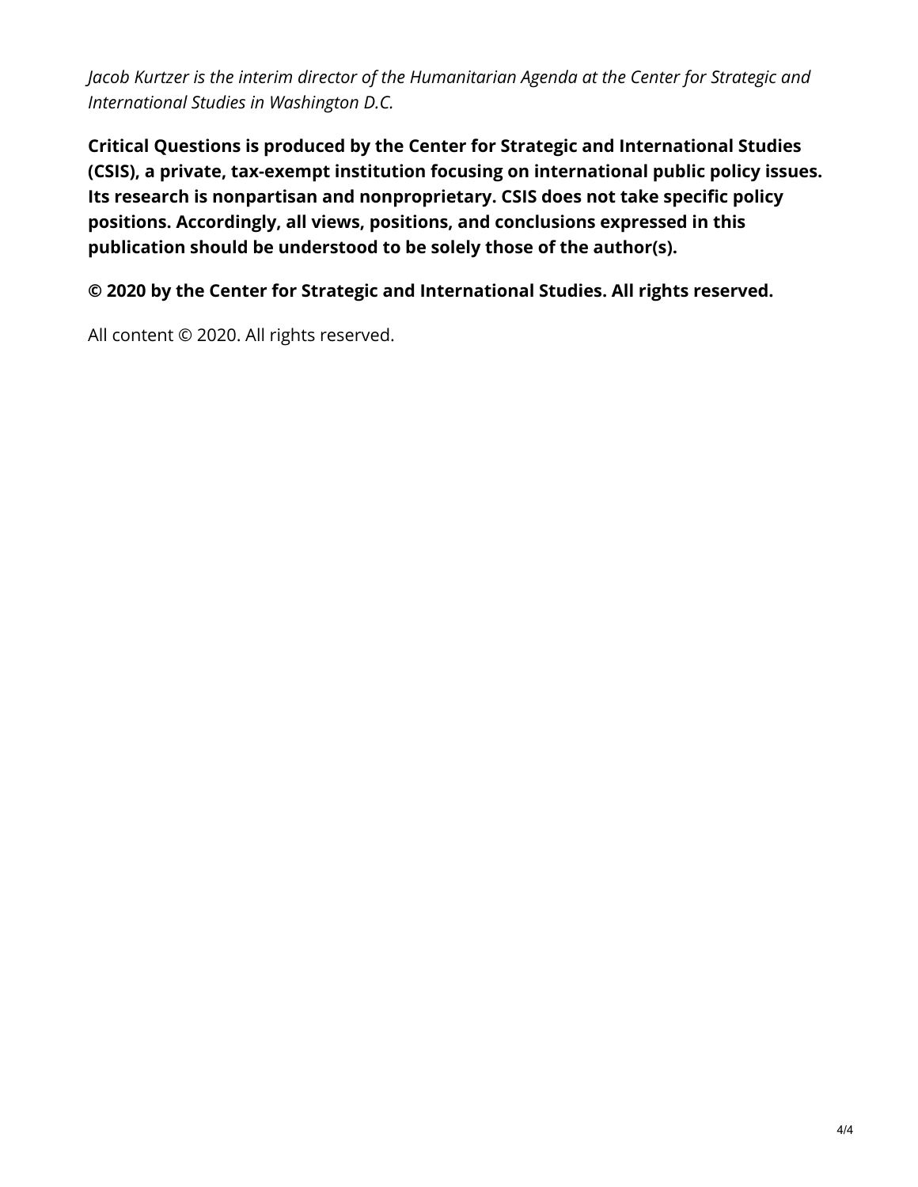*Jacob Kurtzer is the interim director of the Humanitarian Agenda at the Center for Strategic and International Studies in Washington D.C.*

**Critical Questions is produced by the Center for Strategic and International Studies (CSIS), a private, tax-exempt institution focusing on international public policy issues. Its research is nonpartisan and nonproprietary. CSIS does not take specific policy positions. Accordingly, all views, positions, and conclusions expressed in this publication should be understood to be solely those of the author(s).**

**© 2020 by the Center for Strategic and International Studies. All rights reserved.**

All content © 2020. All rights reserved.